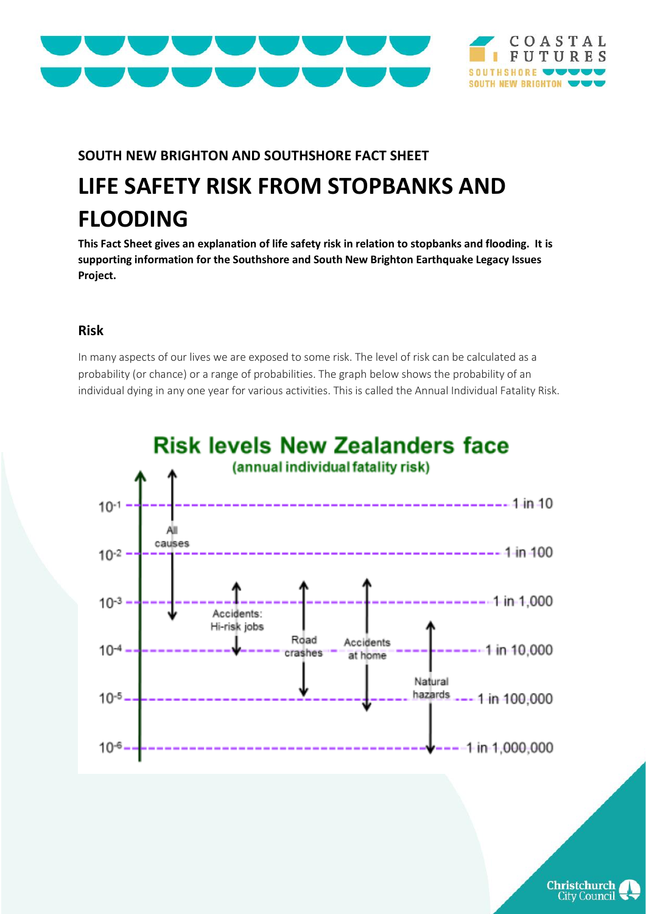**SOUTH NEW BRIGHTON AND SOUTHSHORE FACT SHEET**

# LIFE SAFETY RISK FROM STOPBANKS AND FLOODING

**This Fact Sheet gives an explanation of life safety risk in relation to stopbanks and flooding. It is supporting information for the Southshore and South New Brighton Earthquake Legacy Issues Project.**

## Risk

In many aspects of our lives we are exposed to some risk. The level of risk can be calculated as a probability (or chance) or a range of probabilities. The graph below shows the probability of an individual dying in any one year for various activities. This is called the Annual Individual Fatality Risk.

**Risk levels New Zealanders face**
(annual individual fatality risk)

| Category | Approximate range |
| --- | --- |
| All causes | above $10^{-1}$ (1 in 10) to $10^{-3}$ (1 in 1,000) |
| Accidents: Hi-risk jobs | $10^{-3}$ (1 in 1,000) to $10^{-4}$ (1 in 10,000) |
| Road crashes | above $10^{-3}$ (1 in 1,000) to $10^{-5}$ (1 in 100,000) |
| Accidents at home | above $10^{-3}$ (1 in 1,000) to below $10^{-5}$ (1 in 100,000) |
| Natural hazards | above $10^{-4}$ (1 in 10,000) to $10^{-6}$ (1 in 1,000,000) |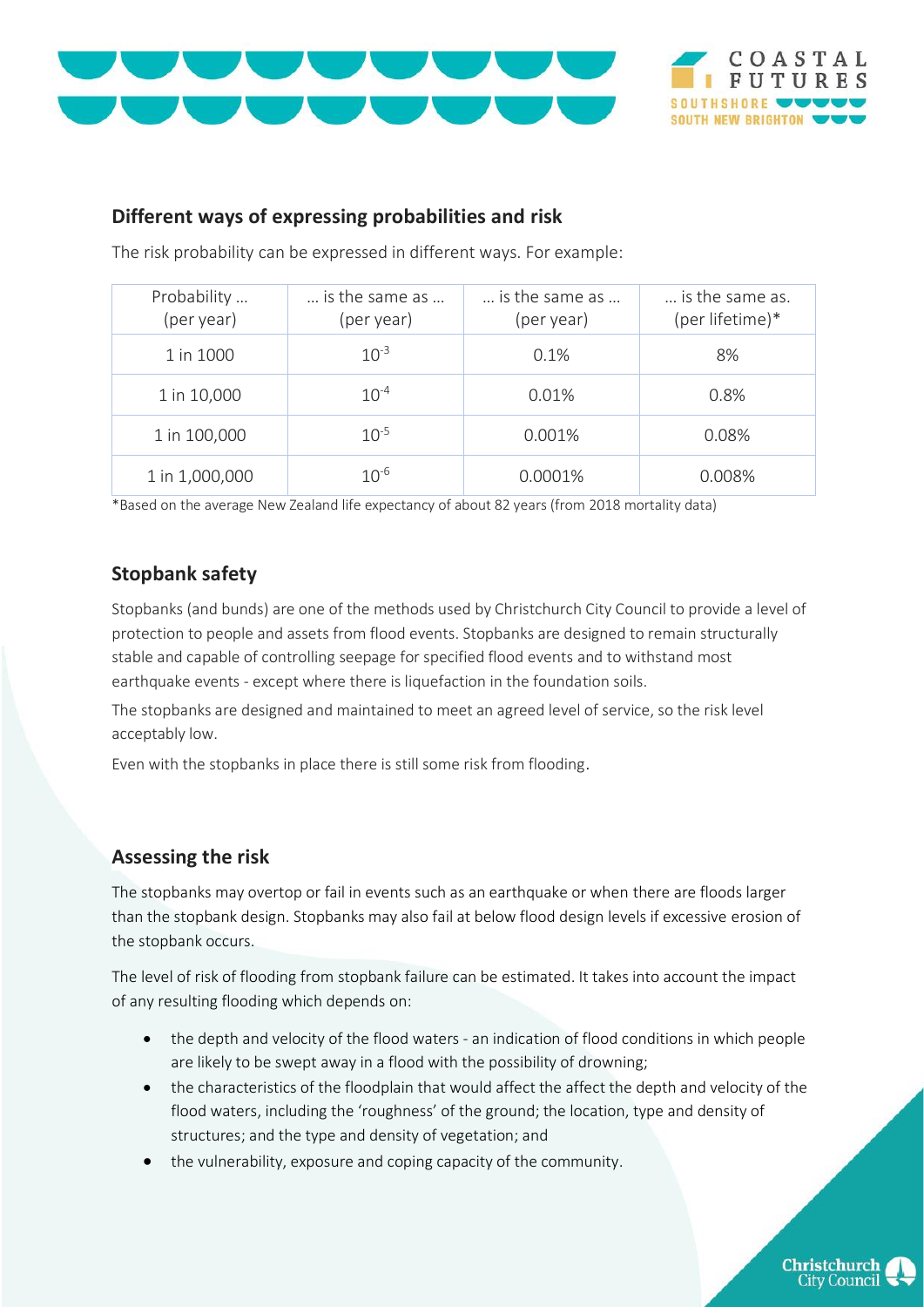## Different ways of expressing probabilities and risk

The risk probability can be expressed in different ways. For example:

| Probability … (per year) | … is the same as … (per year) | … is the same as … (per year) | … is the same as. (per lifetime)* |
|---|---|---|---|
| 1 in 1000 | $10^{-3}$ | 0.1% | 8% |
| 1 in 10,000 | $10^{-4}$ | 0.01% | 0.8% |
| 1 in 100,000 | $10^{-5}$ | 0.001% | 0.08% |
| 1 in 1,000,000 | $10^{-6}$ | 0.0001% | 0.008% |

*Based on the average New Zealand life expectancy of about 82 years (from 2018 mortality data)

## Stopbank safety

Stopbanks (and bunds) are one of the methods used by Christchurch City Council to provide a level of protection to people and assets from flood events. Stopbanks are designed to remain structurally stable and capable of controlling seepage for specified flood events and to withstand most earthquake events - except where there is liquefaction in the foundation soils.

The stopbanks are designed and maintained to meet an agreed level of service, so the risk level acceptably low.

Even with the stopbanks in place there is still some risk from flooding.

## Assessing the risk

The stopbanks may overtop or fail in events such as an earthquake or when there are floods larger than the stopbank design. Stopbanks may also fail at below flood design levels if excessive erosion of the stopbank occurs.

The level of risk of flooding from stopbank failure can be estimated. It takes into account the impact of any resulting flooding which depends on:

- the depth and velocity of the flood waters - an indication of flood conditions in which people are likely to be swept away in a flood with the possibility of drowning;
- the characteristics of the floodplain that would affect the affect the depth and velocity of the flood waters, including the 'roughness' of the ground; the location, type and density of structures; and the type and density of vegetation; and
- the vulnerability, exposure and coping capacity of the community.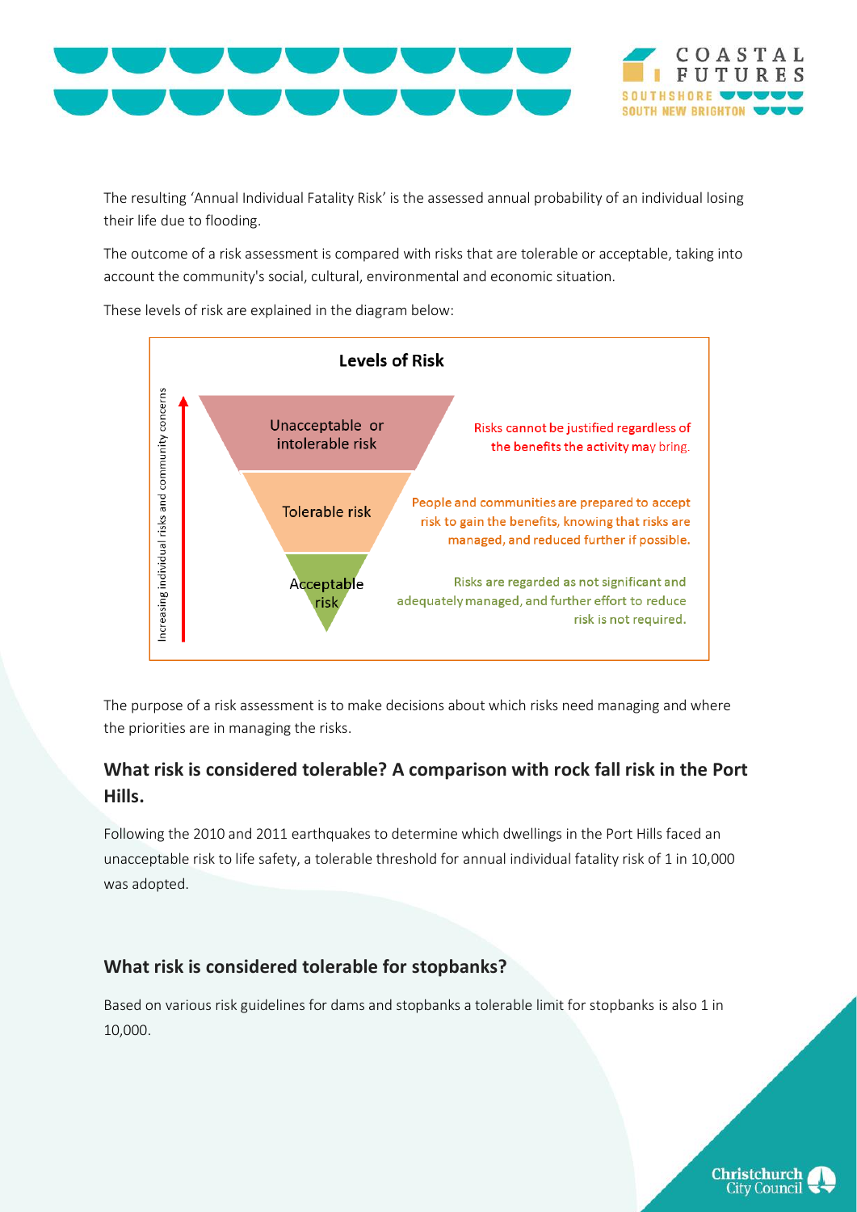The resulting 'Annual Individual Fatality Risk' is the assessed annual probability of an individual losing their life due to flooding.

The outcome of a risk assessment is compared with risks that are tolerable or acceptable, taking into account the community's social, cultural, environmental and economic situation.

These levels of risk are explained in the diagram below:

**Levels of Risk**

Increasing individual risks and community concerns

| Level | Description |
| --- | --- |
| Unacceptable or intolerable risk | Risks cannot be justified regardless of the benefits the activity may bring. |
| Tolerable risk | People and communities are prepared to accept risk to gain the benefits, knowing that risks are managed, and reduced further if possible. |
| Acceptable risk | Risks are regarded as not significant and adequately managed, and further effort to reduce risk is not required. |

The purpose of a risk assessment is to make decisions about which risks need managing and where the priorities are in managing the risks.

## What risk is considered tolerable? A comparison with rock fall risk in the Port Hills.

Following the 2010 and 2011 earthquakes to determine which dwellings in the Port Hills faced an unacceptable risk to life safety, a tolerable threshold for annual individual fatality risk of 1 in 10,000 was adopted.

## What risk is considered tolerable for stopbanks?

Based on various risk guidelines for dams and stopbanks a tolerable limit for stopbanks is also 1 in 10,000.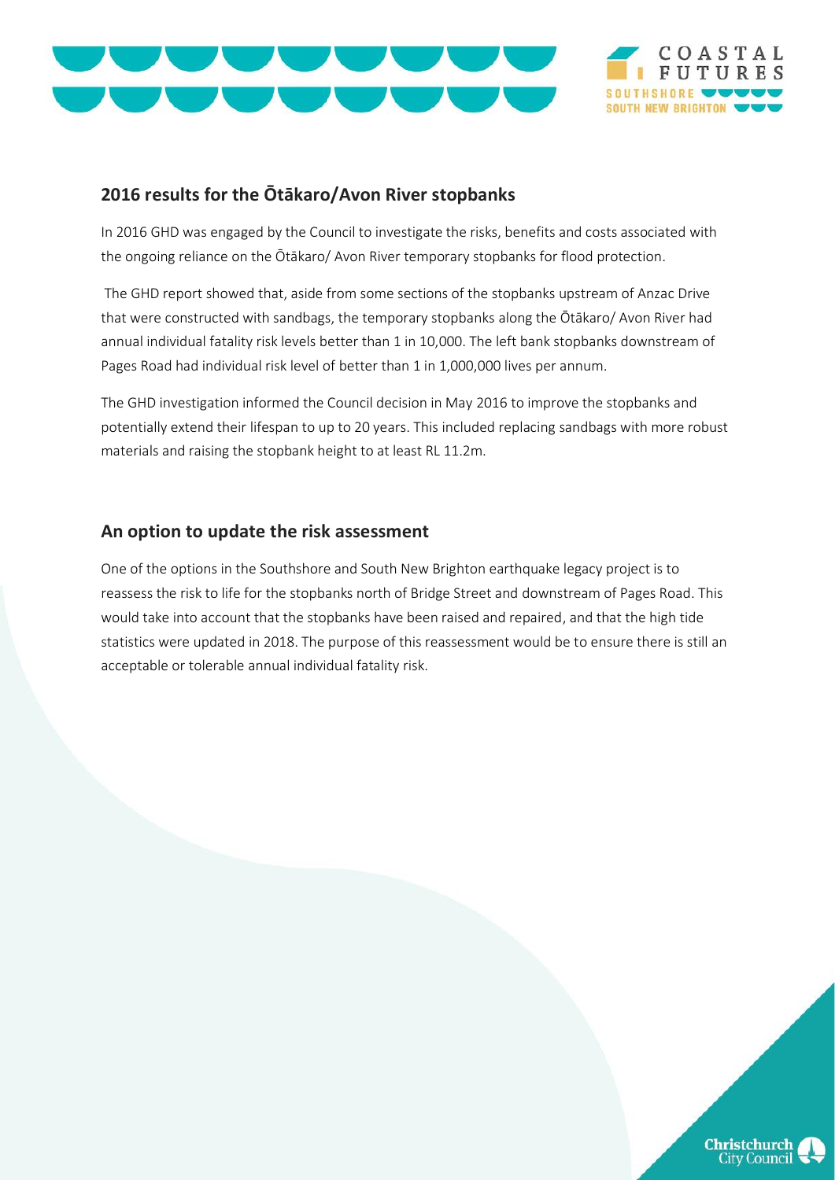## 2016 results for the Ōtākaro/Avon River stopbanks

In 2016 GHD was engaged by the Council to investigate the risks, benefits and costs associated with the ongoing reliance on the Ōtākaro/ Avon River temporary stopbanks for flood protection.

The GHD report showed that, aside from some sections of the stopbanks upstream of Anzac Drive that were constructed with sandbags, the temporary stopbanks along the Ōtākaro/ Avon River had annual individual fatality risk levels better than 1 in 10,000. The left bank stopbanks downstream of Pages Road had individual risk level of better than 1 in 1,000,000 lives per annum.

The GHD investigation informed the Council decision in May 2016 to improve the stopbanks and potentially extend their lifespan to up to 20 years. This included replacing sandbags with more robust materials and raising the stopbank height to at least RL 11.2m.

## An option to update the risk assessment

One of the options in the Southshore and South New Brighton earthquake legacy project is to reassess the risk to life for the stopbanks north of Bridge Street and downstream of Pages Road. This would take into account that the stopbanks have been raised and repaired, and that the high tide statistics were updated in 2018. The purpose of this reassessment would be to ensure there is still an acceptable or tolerable annual individual fatality risk.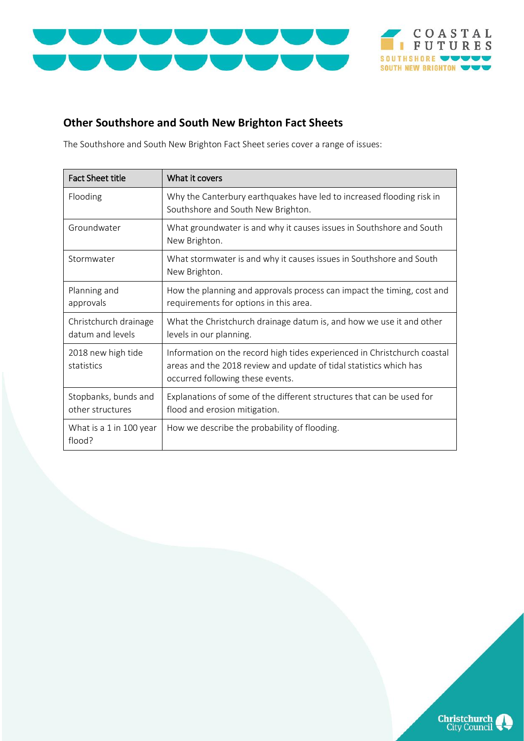## Other Southshore and South New Brighton Fact Sheets

The Southshore and South New Brighton Fact Sheet series cover a range of issues:

| Fact Sheet title | What it covers |
|---|---|
| Flooding | Why the Canterbury earthquakes have led to increased flooding risk in Southshore and South New Brighton. |
| Groundwater | What groundwater is and why it causes issues in Southshore and South New Brighton. |
| Stormwater | What stormwater is and why it causes issues in Southshore and South New Brighton. |
| Planning and approvals | How the planning and approvals process can impact the timing, cost and requirements for options in this area. |
| Christchurch drainage datum and levels | What the Christchurch drainage datum is, and how we use it and other levels in our planning. |
| 2018 new high tide statistics | Information on the record high tides experienced in Christchurch coastal areas and the 2018 review and update of tidal statistics which has occurred following these events. |
| Stopbanks, bunds and other structures | Explanations of some of the different structures that can be used for flood and erosion mitigation. |
| What is a 1 in 100 year flood? | How we describe the probability of flooding. |